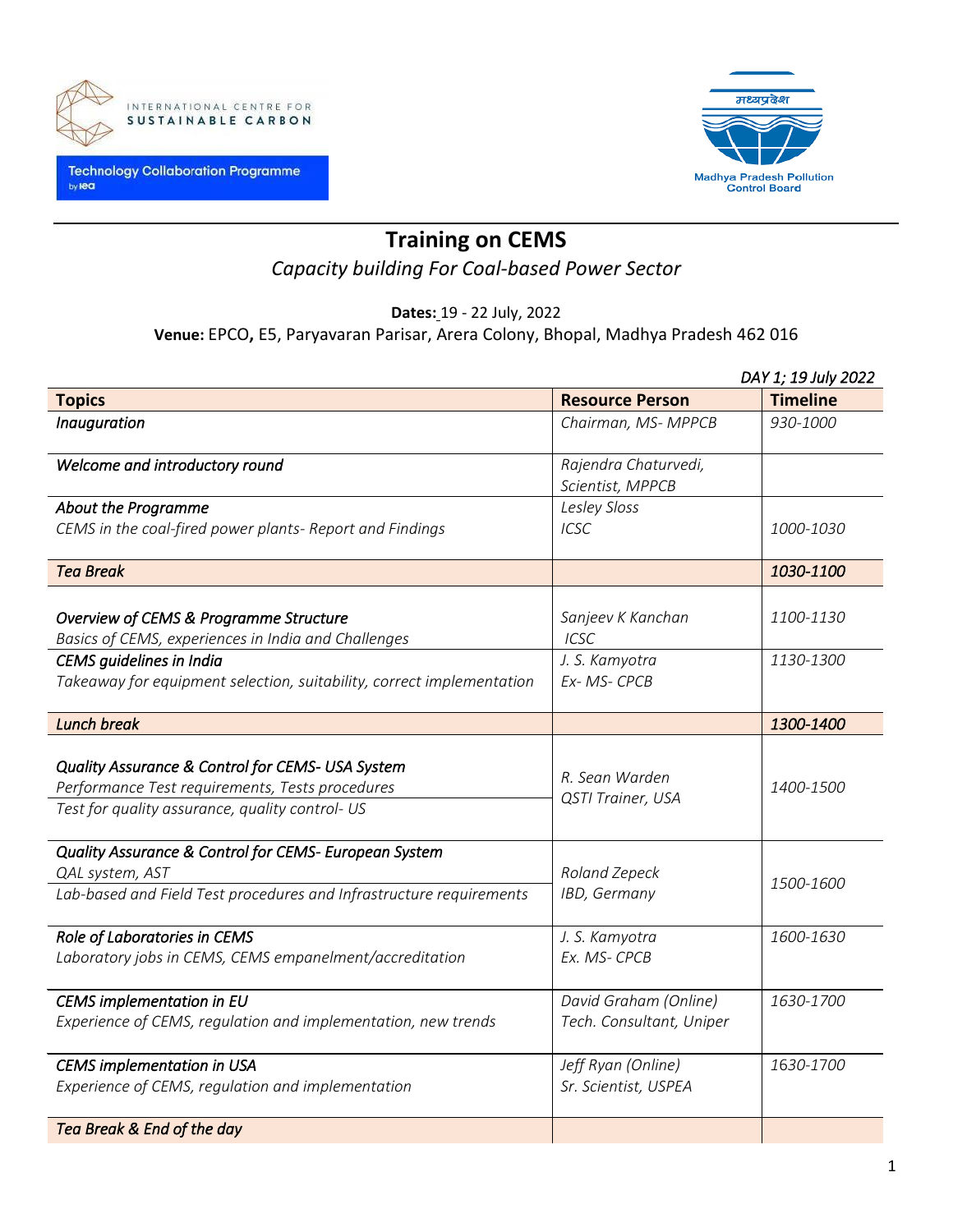INTERNATIONAL CENTRE FOR SUSTAINABLE CARBON

Technology Collaboration Programme by iea

मध्यप्रदेश

Madhya Pradesh Pollution Control Board

# Training on CEMS

*Capacity building For Coal-based Power Sector*

**Dates:** 19 - 22 July, 2022

**Venue:** EPCO**,** E5, Paryavaran Parisar, Arera Colony, Bhopal, Madhya Pradesh 462 016

*DAY 1; 19 July 2022*

| Topics | Resource Person | Timeline |
|---|---|---|
| *Inauguration* | *Chairman, MS- MPPCB* | *930-1000* |
| *Welcome and introductory round* | *Rajendra Chaturvedi, Scientist, MPPCB* | |
| *About the Programme*<br>*CEMS in the coal-fired power plants- Report and Findings* | *Lesley Sloss*<br>*ICSC* | *1000-1030* |
| *Tea Break* | | ***1030-1100*** |
| *Overview of CEMS & Programme Structure*<br>*Basics of CEMS, experiences in India and Challenges* | *Sanjeev K Kanchan*<br>*ICSC* | *1100-1130* |
| *CEMS guidelines in India*<br>*Takeaway for equipment selection, suitability, correct implementation* | *J. S. Kamyotra*<br>*Ex- MS- CPCB* | *1130-1300* |
| *Lunch break* | | ***1300-1400*** |
| *Quality Assurance & Control for CEMS- USA System*<br>*Performance Test requirements, Tests procedures*<br>*Test for quality assurance, quality control- US* | *R. Sean Warden*<br>*QSTI Trainer, USA* | *1400-1500* |
| *Quality Assurance & Control for CEMS- European System*<br>*QAL system, AST*<br>*Lab-based and Field Test procedures and Infrastructure requirements* | *Roland Zepeck*<br>*IBD, Germany* | *1500-1600* |
| *Role of Laboratories in CEMS*<br>*Laboratory jobs in CEMS, CEMS empanelment/accreditation* | *J. S. Kamyotra*<br>*Ex. MS- CPCB* | *1600-1630* |
| *CEMS implementation in EU*<br>*Experience of CEMS, regulation and implementation, new trends* | *David Graham (Online)*<br>*Tech. Consultant, Uniper* | *1630-1700* |
| *CEMS implementation in USA*<br>*Experience of CEMS, regulation and implementation* | *Jeff Ryan (Online)*<br>*Sr. Scientist, USPEA* | *1630-1700* |
| *Tea Break & End of the day* | | |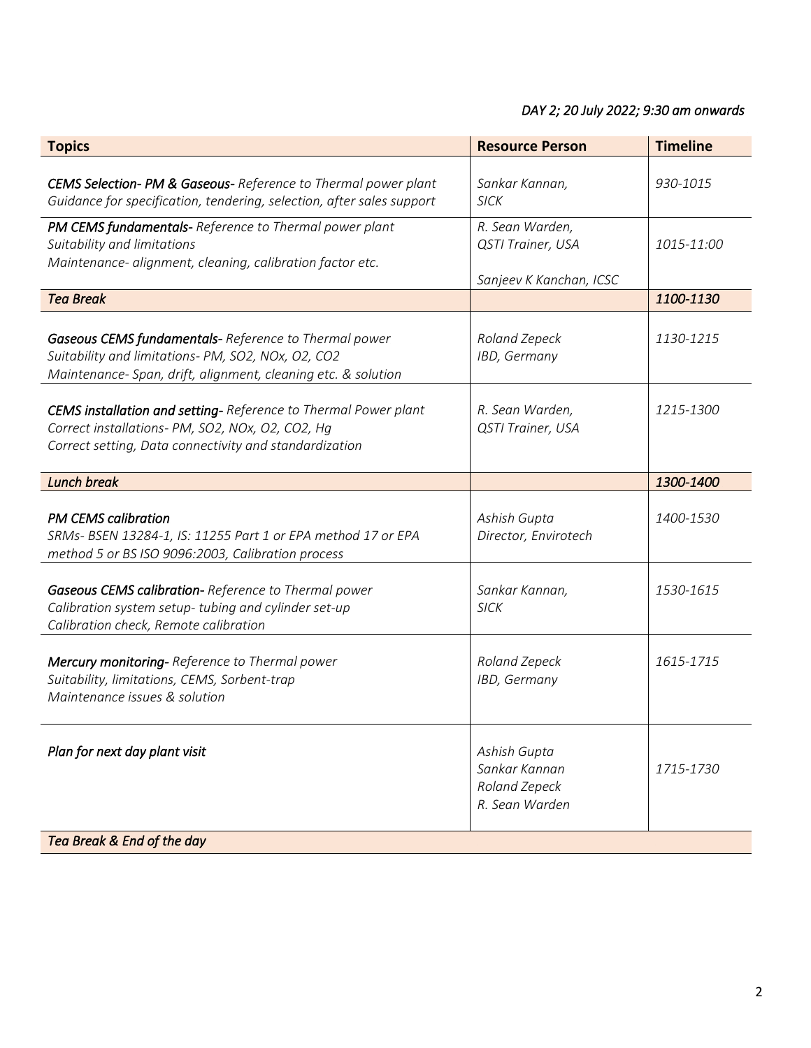*DAY 2; 20 July 2022; 9:30 am onwards*

| Topics | Resource Person | Timeline |
|---|---|---|
| ***CEMS Selection- PM & Gaseous-*** *Reference to Thermal power plant*<br>*Guidance for specification, tendering, selection, after sales support* | *Sankar Kannan,*<br>*SICK* | *930-1015* |
| ***PM CEMS fundamentals-*** *Reference to Thermal power plant*<br>*Suitability and limitations*<br>*Maintenance- alignment, cleaning, calibration factor etc.* | *R. Sean Warden,*<br>*QSTI Trainer, USA*<br><br>*Sanjeev K Kanchan, ICSC* | *1015-11:00* |
| *Tea Break* | | *1100-1130* |
| ***Gaseous CEMS fundamentals-*** *Reference to Thermal power*<br>*Suitability and limitations- PM, SO2, NOx, O2, CO2*<br>*Maintenance- Span, drift, alignment, cleaning etc. & solution* | *Roland Zepeck*<br>*IBD, Germany* | *1130-1215* |
| ***CEMS installation and setting-*** *Reference to Thermal Power plant*<br>*Correct installations- PM, SO2, NOx, O2, CO2, Hg*<br>*Correct setting, Data connectivity and standardization* | *R. Sean Warden,*<br>*QSTI Trainer, USA* | *1215-1300* |
| *Lunch break* | | *1300-1400* |
| *PM CEMS calibration*<br>*SRMs- BSEN 13284-1, IS: 11255 Part 1 or EPA method 17 or EPA method 5 or BS ISO 9096:2003, Calibration process* | *Ashish Gupta*<br>*Director, Envirotech* | *1400-1530* |
| ***Gaseous CEMS calibration-*** *Reference to Thermal power*<br>*Calibration system setup- tubing and cylinder set-up*<br>*Calibration check, Remote calibration* | *Sankar Kannan,*<br>*SICK* | *1530-1615* |
| ***Mercury monitoring-*** *Reference to Thermal power*<br>*Suitability, limitations, CEMS, Sorbent-trap*<br>*Maintenance issues & solution* | *Roland Zepeck*<br>*IBD, Germany* | *1615-1715* |
| *Plan for next day plant visit* | *Ashish Gupta*<br>*Sankar Kannan*<br>*Roland Zepeck*<br>*R. Sean Warden* | *1715-1730* |
| *Tea Break & End of the day* | | |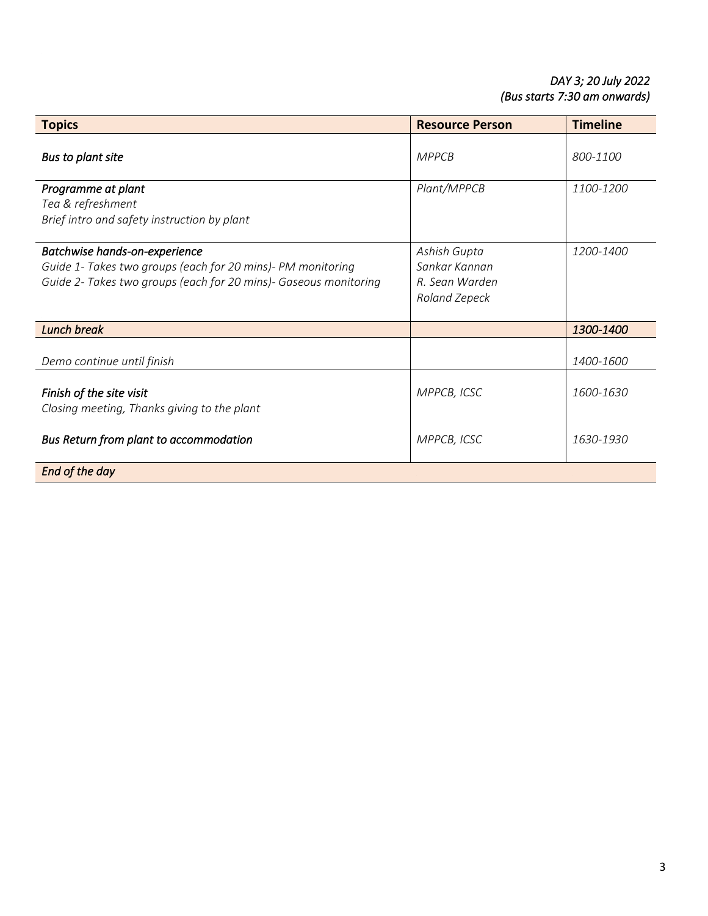*DAY 3; 20 July 2022*
*(Bus starts 7:30 am onwards)*

| **Topics** | **Resource Person** | **Timeline** |
|---|---|---|
| ***Bus to plant site*** | *MPPCB* | *800-1100* |
| ***Programme at plant***<br>*Tea & refreshment*<br>*Brief intro and safety instruction by plant* | *Plant/MPPCB* | *1100-1200* |
| ***Batchwise hands-on-experience***<br>*Guide 1- Takes two groups (each for 20 mins)- PM monitoring*<br>*Guide 2- Takes two groups (each for 20 mins)- Gaseous monitoring* | *Ashish Gupta*<br>*Sankar Kannan*<br>*R. Sean Warden*<br>*Roland Zepeck* | *1200-1400* |
| ***Lunch break*** | | ***1300-1400*** |
| *Demo continue until finish* | | *1400-1600* |
| ***Finish of the site visit***<br>*Closing meeting, Thanks giving to the plant* | *MPPCB, ICSC* | *1600-1630* |
| ***Bus Return from plant to accommodation*** | *MPPCB, ICSC* | *1630-1930* |
| ***End of the day*** | | |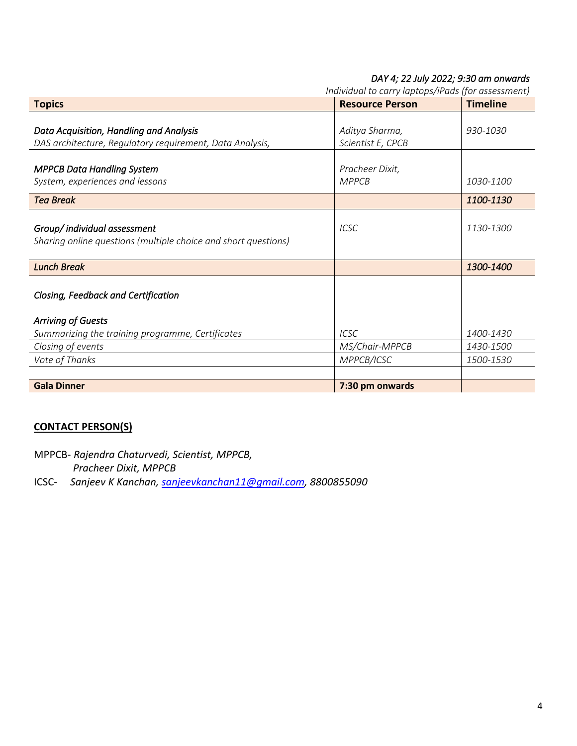*DAY 4; 22 July 2022; 9:30 am onwards*

*Individual to carry laptops/iPads (for assessment)*

| **Topics** | **Resource Person** | **Timeline** |
|---|---|---|
| ***Data Acquisition, Handling and Analysis*** *DAS architecture, Regulatory requirement, Data Analysis,* | *Aditya Sharma, Scientist E, CPCB* | *930-1030* |
| ***MPPCB Data Handling System*** *System, experiences and lessons* | *Pracheer Dixit, MPPCB* | *1030-1100* |
| ***Tea Break*** | | ***1100-1130*** |
| ***Group/ individual assessment*** *Sharing online questions (multiple choice and short questions)* | *ICSC* | *1130-1300* |
| ***Lunch Break*** | | ***1300-1400*** |
| ***Closing, Feedback and Certification*** ***Arriving of Guests*** | | |
| *Summarizing the training programme, Certificates* | *ICSC* | *1400-1430* |
| *Closing of events* | *MS/Chair-MPPCB* | *1430-1500* |
| *Vote of Thanks* | *MPPCB/ICSC* | *1500-1530* |
| | | |
| **Gala Dinner** | **7:30 pm onwards** | |

## CONTACT PERSON(S)

MPPCB- *Rajendra Chaturvedi, Scientist, MPPCB,*
*Pracheer Dixit, MPPCB*

ICSC- *Sanjeev K Kanchan, sanjeevkanchan11@gmail.com, 8800855090*